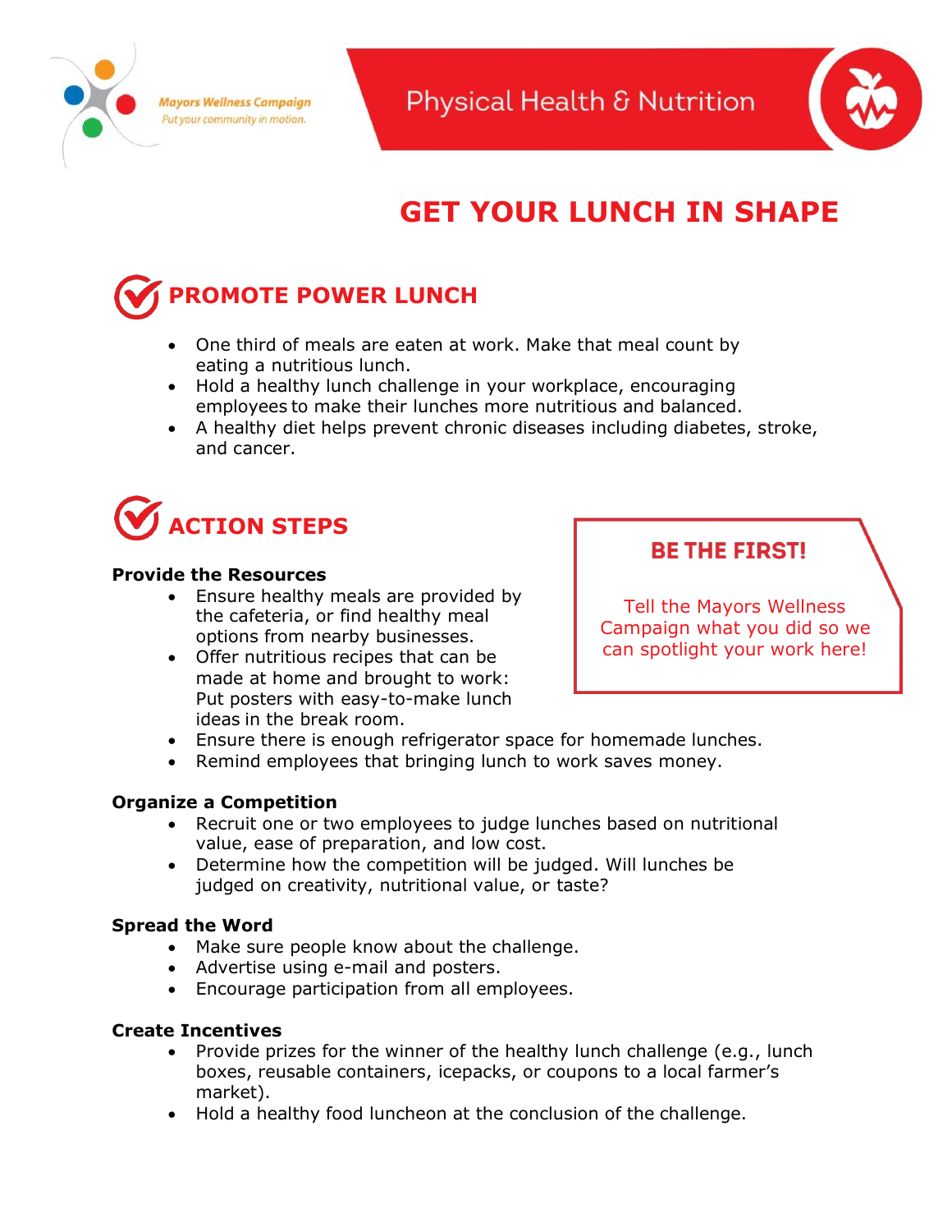Mayors Wellness Campaign
Put your community in motion.

Physical Health & Nutrition

# GET YOUR LUNCH IN SHAPE

## PROMOTE POWER LUNCH

- One third of meals are eaten at work. Make that meal count by eating a nutritious lunch.
- Hold a healthy lunch challenge in your workplace, encouraging employees to make their lunches more nutritious and balanced.
- A healthy diet helps prevent chronic diseases including diabetes, stroke, and cancer.

## ACTION STEPS

**BE THE FIRST!**

Tell the Mayors Wellness Campaign what you did so we can spotlight your work here!

**Provide the Resources**

- Ensure healthy meals are provided by the cafeteria, or find healthy meal options from nearby businesses.
- Offer nutritious recipes that can be made at home and brought to work: Put posters with easy-to-make lunch ideas in the break room.
- Ensure there is enough refrigerator space for homemade lunches.
- Remind employees that bringing lunch to work saves money.

**Organize a Competition**

- Recruit one or two employees to judge lunches based on nutritional value, ease of preparation, and low cost.
- Determine how the competition will be judged. Will lunches be judged on creativity, nutritional value, or taste?

**Spread the Word**

- Make sure people know about the challenge.
- Advertise using e-mail and posters.
- Encourage participation from all employees.

**Create Incentives**

- Provide prizes for the winner of the healthy lunch challenge (e.g., lunch boxes, reusable containers, icepacks, or coupons to a local farmer's market).
- Hold a healthy food luncheon at the conclusion of the challenge.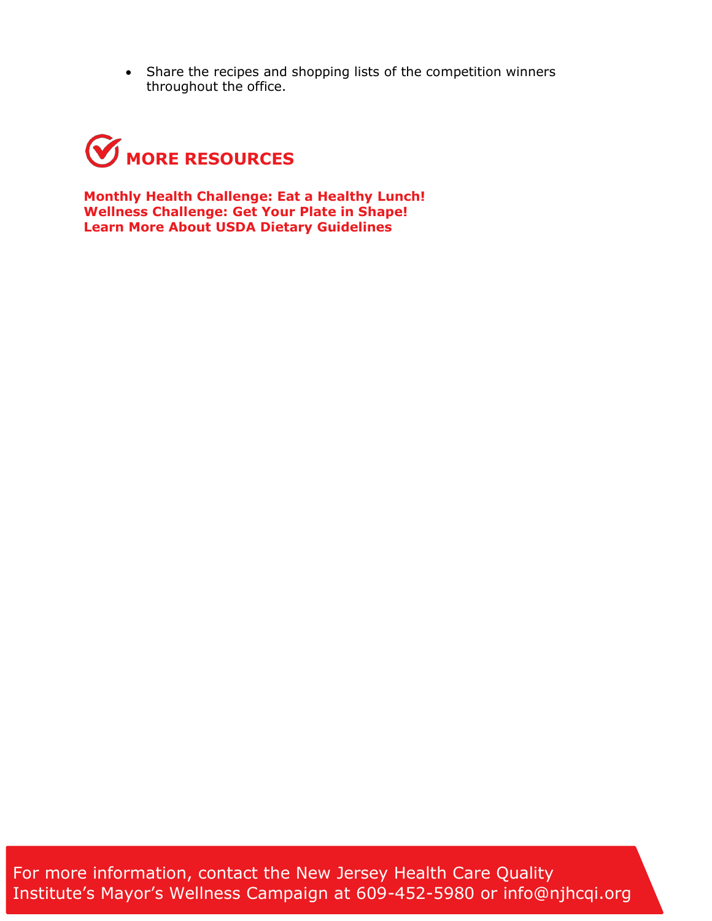- Share the recipes and shopping lists of the competition winners throughout the office.

## MORE RESOURCES

**Monthly Health Challenge: Eat a Healthy Lunch!**
**Wellness Challenge: Get Your Plate in Shape!**
**Learn More About USDA Dietary Guidelines**

For more information, contact the New Jersey Health Care Quality Institute's Mayor's Wellness Campaign at 609-452-5980 or info@njhcqi.org